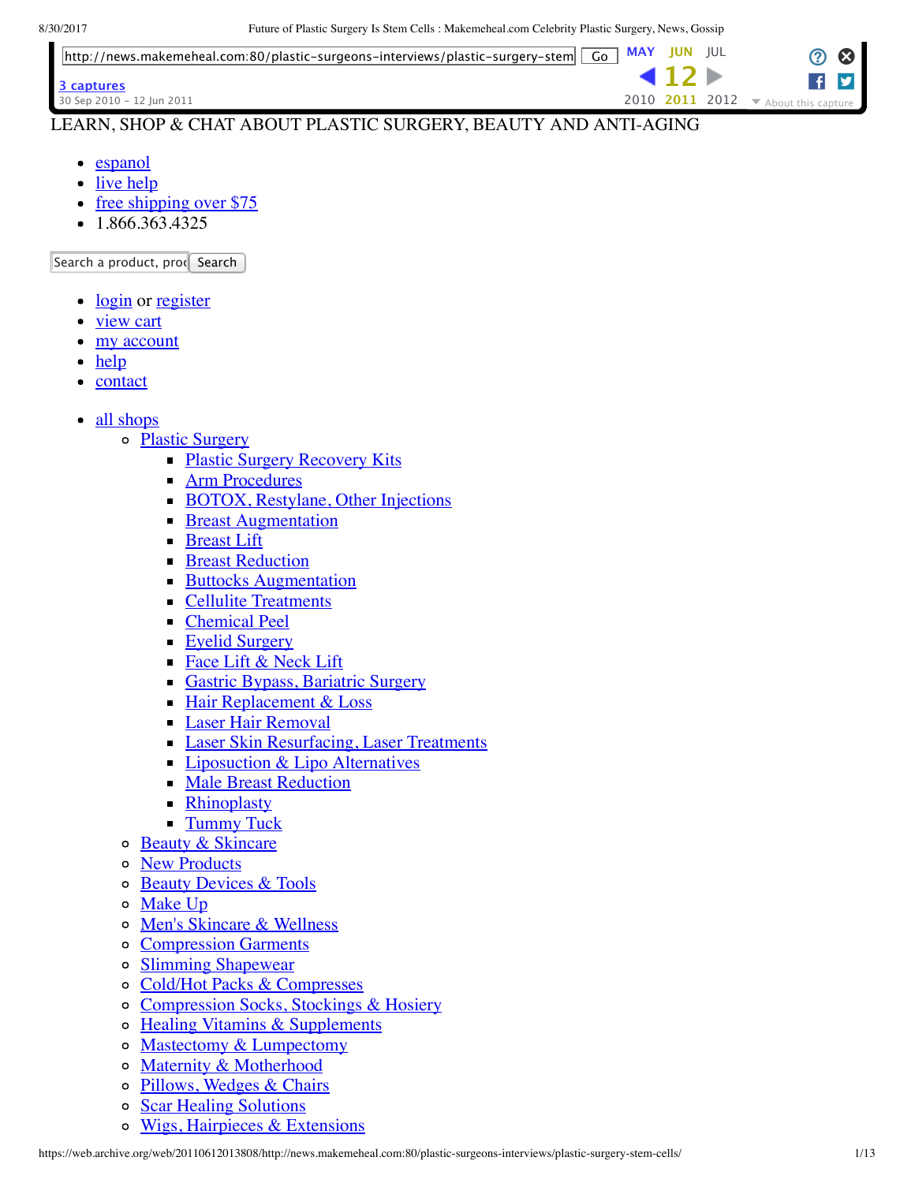LEARN, SHOP & CHAT ABOUT PLASTIC SURGERY, BEAUTY AND ANTI-AGING

- espanol
- live help
- free shipping over $75
- 1.866.363.4325

Search a product, proc Search

- login or register
- view cart
- my account
- help
- contact

- all shops
  - Plastic Surgery
    - Plastic Surgery Recovery Kits
    - Arm Procedures
    - BOTOX, Restylane, Other Injections
    - Breast Augmentation
    - Breast Lift
    - Breast Reduction
    - Buttocks Augmentation
    - Cellulite Treatments
    - Chemical Peel
    - Eyelid Surgery
    - Face Lift & Neck Lift
    - Gastric Bypass, Bariatric Surgery
    - Hair Replacement & Loss
    - Laser Hair Removal
    - Laser Skin Resurfacing, Laser Treatments
    - Liposuction & Lipo Alternatives
    - Male Breast Reduction
    - Rhinoplasty
    - Tummy Tuck
  - Beauty & Skincare
  - New Products
  - Beauty Devices & Tools
  - Make Up
  - Men's Skincare & Wellness
  - Compression Garments
  - Slimming Shapewear
  - Cold/Hot Packs & Compresses
  - Compression Socks, Stockings & Hosiery
  - Healing Vitamins & Supplements
  - Mastectomy & Lumpectomy
  - Maternity & Motherhood
  - Pillows, Wedges & Chairs
  - Scar Healing Solutions
  - Wigs, Hairpieces & Extensions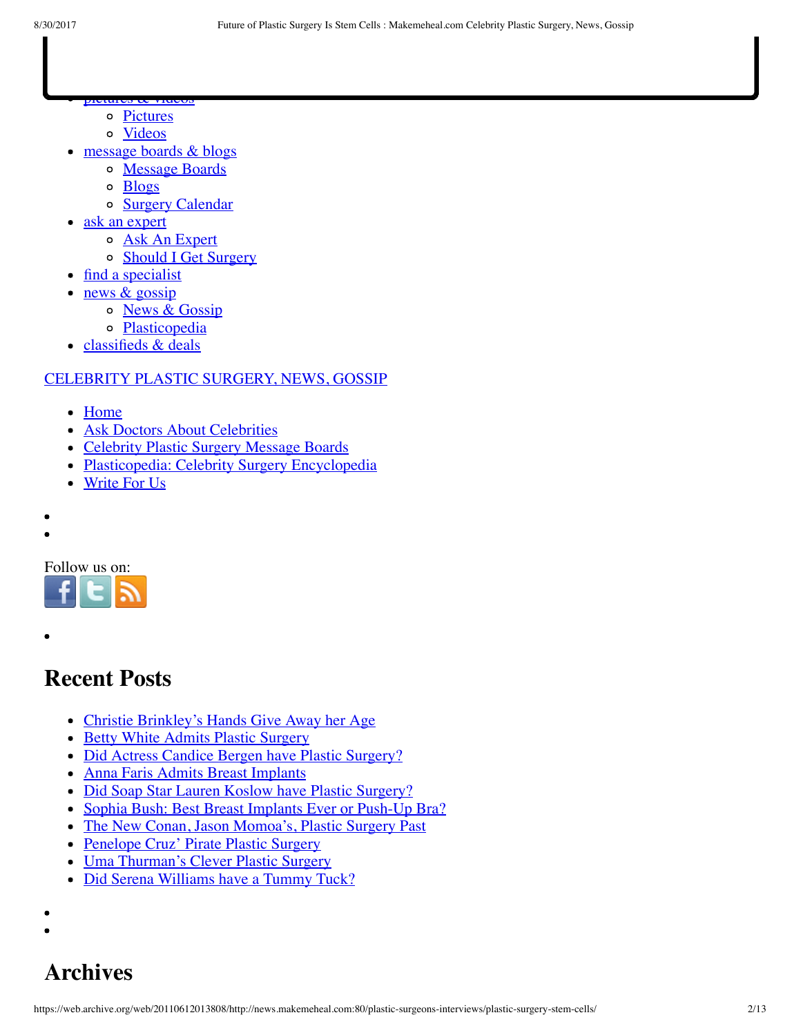- pictures & videos
  - Pictures
  - Videos
- message boards & blogs
  - Message Boards
  - Blogs
  - Surgery Calendar
- ask an expert
  - Ask An Expert
  - Should I Get Surgery
- find a specialist
- news & gossip
  - News & Gossip
  - Plasticopedia
- classifieds & deals

CELEBRITY PLASTIC SURGERY, NEWS, GOSSIP

- Home
- Ask Doctors About Celebrities
- Celebrity Plastic Surgery Message Boards
- Plasticopedia: Celebrity Surgery Encyclopedia
- Write For Us

Follow us on:

## Recent Posts

- Christie Brinkley's Hands Give Away her Age
- Betty White Admits Plastic Surgery
- Did Actress Candice Bergen have Plastic Surgery?
- Anna Faris Admits Breast Implants
- Did Soap Star Lauren Koslow have Plastic Surgery?
- Sophia Bush: Best Breast Implants Ever or Push-Up Bra?
- The New Conan, Jason Momoa's, Plastic Surgery Past
- Penelope Cruz' Pirate Plastic Surgery
- Uma Thurman's Clever Plastic Surgery
- Did Serena Williams have a Tummy Tuck?

## Archives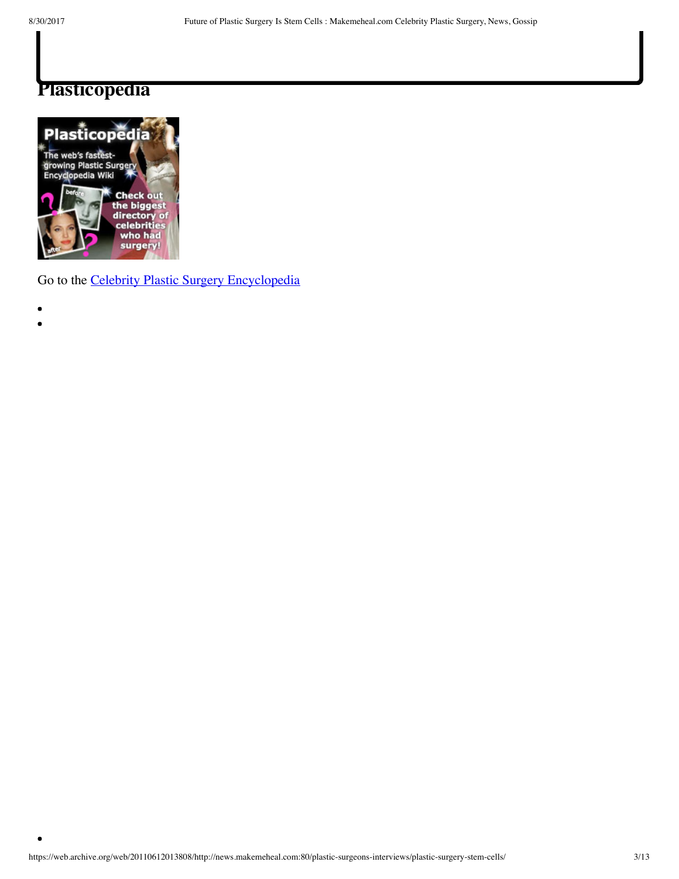## Plasticopedia

Go to the [Celebrity Plastic Surgery Encyclopedia]()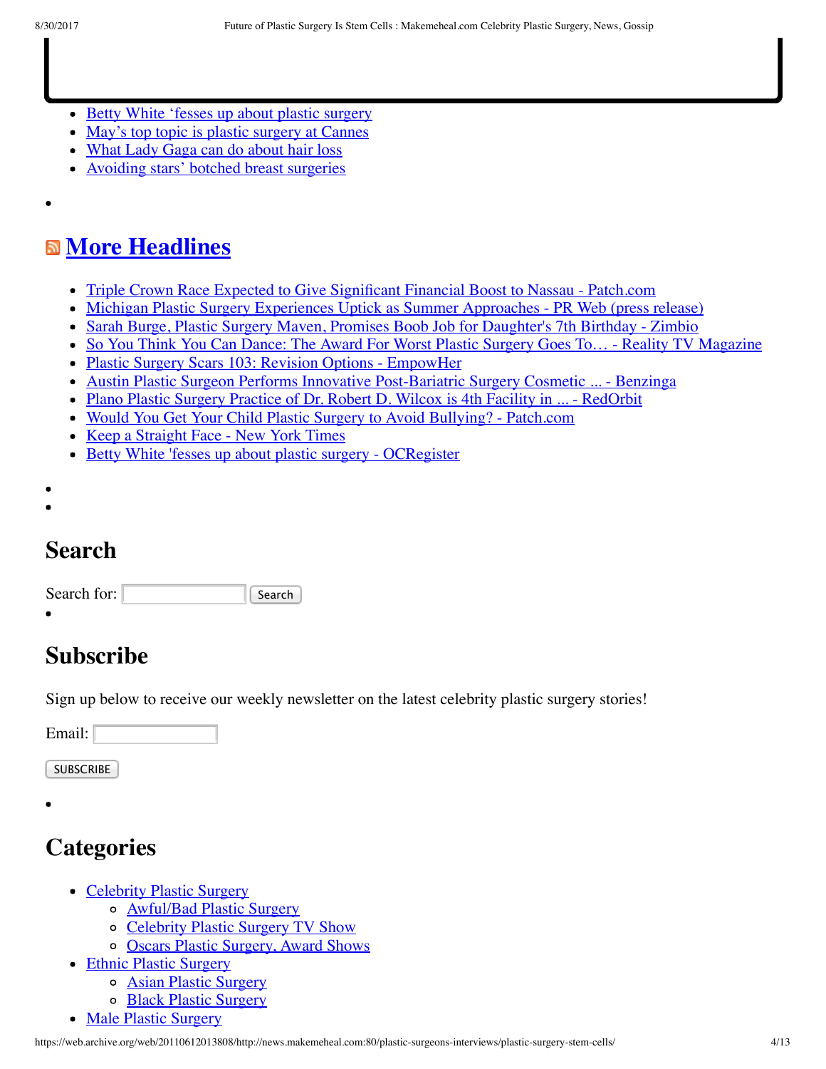- Betty White 'fesses up about plastic surgery
- May's top topic is plastic surgery at Cannes
- What Lady Gaga can do about hair loss
- Avoiding stars' botched breast surgeries

## More Headlines

- Triple Crown Race Expected to Give Significant Financial Boost to Nassau - Patch.com
- Michigan Plastic Surgery Experiences Uptick as Summer Approaches - PR Web (press release)
- Sarah Burge, Plastic Surgery Maven, Promises Boob Job for Daughter's 7th Birthday - Zimbio
- So You Think You Can Dance: The Award For Worst Plastic Surgery Goes To… - Reality TV Magazine
- Plastic Surgery Scars 103: Revision Options - EmpowHer
- Austin Plastic Surgeon Performs Innovative Post-Bariatric Surgery Cosmetic ... - Benzinga
- Plano Plastic Surgery Practice of Dr. Robert D. Wilcox is 4th Facility in ... - RedOrbit
- Would You Get Your Child Plastic Surgery to Avoid Bullying? - Patch.com
- Keep a Straight Face - New York Times
- Betty White 'fesses up about plastic surgery - OCRegister

## Search

Search for: [ ] Search

## Subscribe

Sign up below to receive our weekly newsletter on the latest celebrity plastic surgery stories!

Email: [ ]

SUBSCRIBE

## Categories

- Celebrity Plastic Surgery
  - Awful/Bad Plastic Surgery
  - Celebrity Plastic Surgery TV Show
  - Oscars Plastic Surgery, Award Shows
- Ethnic Plastic Surgery
  - Asian Plastic Surgery
  - Black Plastic Surgery
- Male Plastic Surgery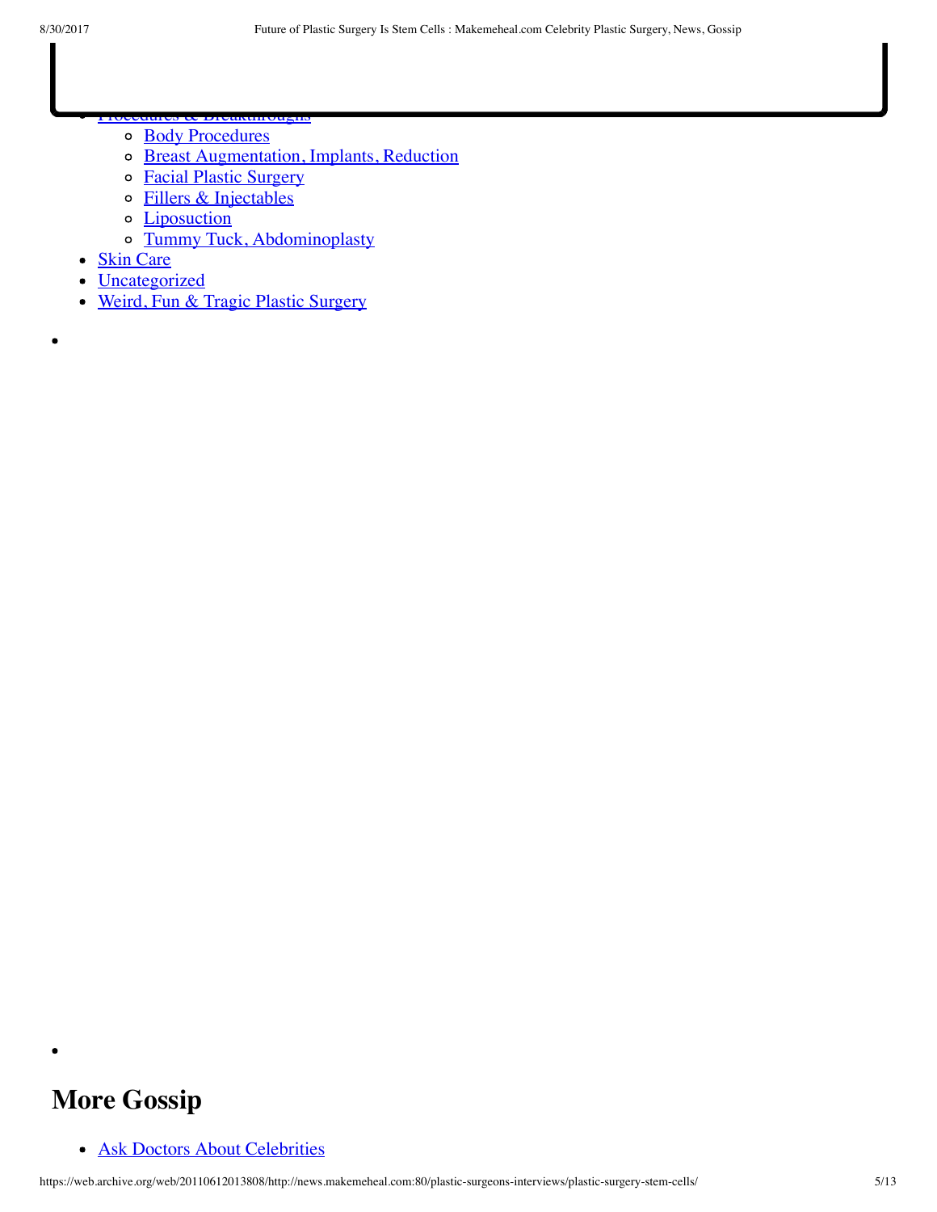- Procedures & Breakthroughs
  - Body Procedures
  - Breast Augmentation, Implants, Reduction
  - Facial Plastic Surgery
  - Fillers & Injectables
  - Liposuction
  - Tummy Tuck, Abdominoplasty
- Skin Care
- Uncategorized
- Weird, Fun & Tragic Plastic Surgery

## More Gossip

- Ask Doctors About Celebrities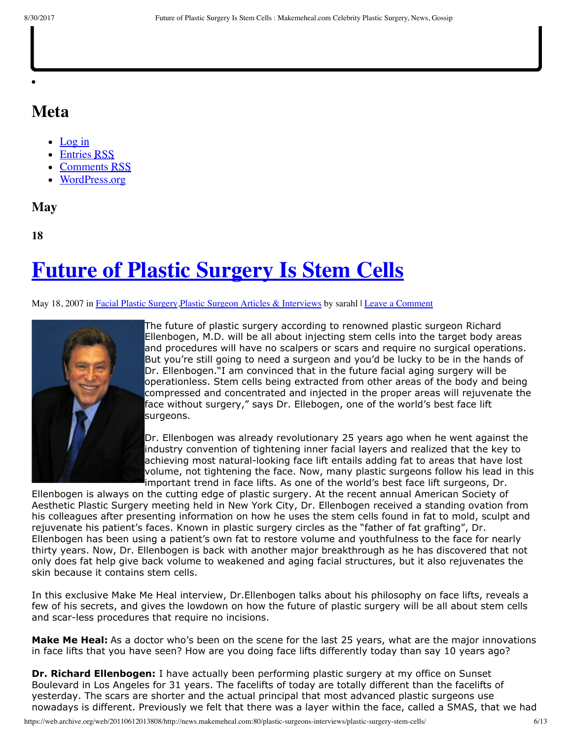•

## Meta

- Log in
- Entries RSS
- Comments RSS
- WordPress.org

### May

#### 18

# Future of Plastic Surgery Is Stem Cells

May 18, 2007 in Facial Plastic Surgery,Plastic Surgeon Articles & Interviews by sarahl | Leave a Comment

The future of plastic surgery according to renowned plastic surgeon Richard Ellenbogen, M.D. will be all about injecting stem cells into the target body areas and procedures will have no scalpers or scars and require no surgical operations. But you're still going to need a surgeon and you'd be lucky to be in the hands of Dr. Ellenbogen."I am convinced that in the future facial aging surgery will be operationless. Stem cells being extracted from other areas of the body and being compressed and concentrated and injected in the proper areas will rejuvenate the face without surgery," says Dr. Ellebogen, one of the world's best face lift surgeons.

Dr. Ellenbogen was already revolutionary 25 years ago when he went against the industry convention of tightening inner facial layers and realized that the key to achieving most natural-looking face lift entails adding fat to areas that have lost volume, not tightening the face. Now, many plastic surgeons follow his lead in this important trend in face lifts. As one of the world's best face lift surgeons, Dr. Ellenbogen is always on the cutting edge of plastic surgery. At the recent annual American Society of Aesthetic Plastic Surgery meeting held in New York City, Dr. Ellenbogen received a standing ovation from his colleagues after presenting information on how he uses the stem cells found in fat to mold, sculpt and rejuvenate his patient's faces. Known in plastic surgery circles as the "father of fat grafting", Dr. Ellenbogen has been using a patient's own fat to restore volume and youthfulness to the face for nearly thirty years. Now, Dr. Ellenbogen is back with another major breakthrough as he has discovered that not only does fat help give back volume to weakened and aging facial structures, but it also rejuvenates the skin because it contains stem cells.

In this exclusive Make Me Heal interview, Dr.Ellenbogen talks about his philosophy on face lifts, reveals a few of his secrets, and gives the lowdown on how the future of plastic surgery will be all about stem cells and scar-less procedures that require no incisions.

**Make Me Heal:** As a doctor who's been on the scene for the last 25 years, what are the major innovations in face lifts that you have seen? How are you doing face lifts differently today than say 10 years ago?

**Dr. Richard Ellenbogen:** I have actually been performing plastic surgery at my office on Sunset Boulevard in Los Angeles for 31 years. The facelifts of today are totally different than the facelifts of yesterday. The scars are shorter and the actual principal that most advanced plastic surgeons use nowadays is different. Previously we felt that there was a layer within the face, called a SMAS, that we had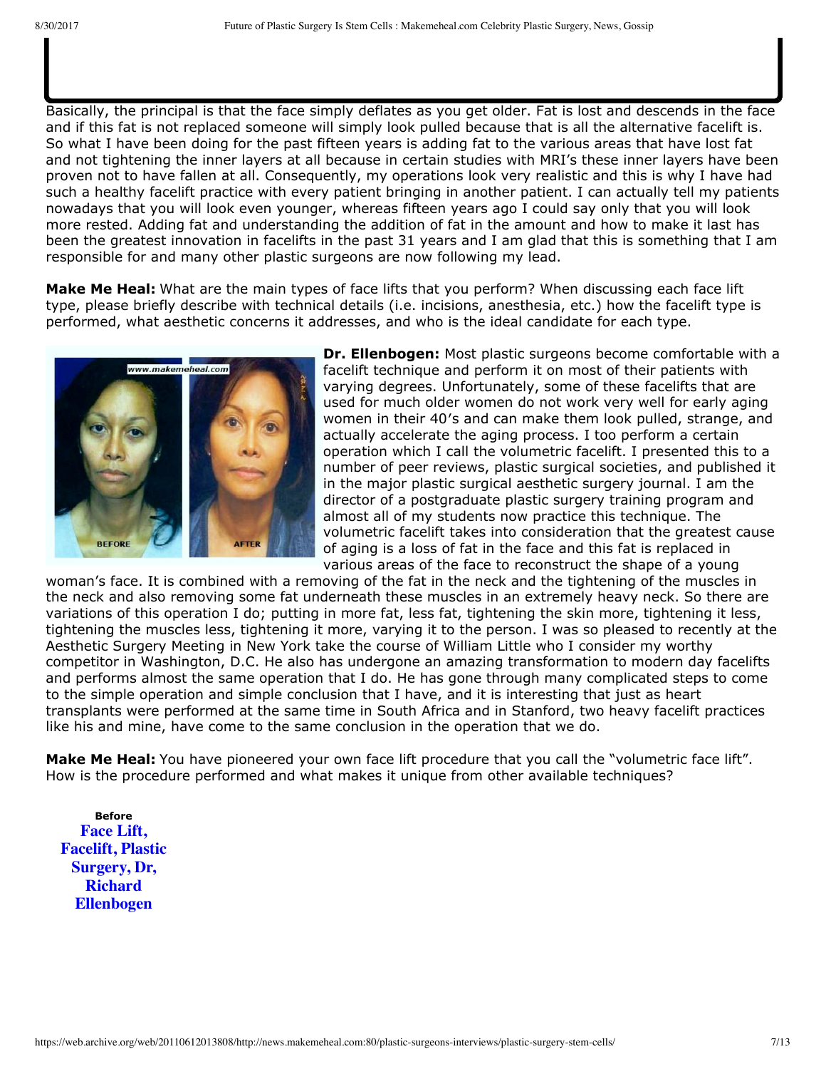Basically, the principal is that the face simply deflates as you get older. Fat is lost and descends in the face and if this fat is not replaced someone will simply look pulled because that is all the alternative facelift is. So what I have been doing for the past fifteen years is adding fat to the various areas that have lost fat and not tightening the inner layers at all because in certain studies with MRI's these inner layers have been proven not to have fallen at all. Consequently, my operations look very realistic and this is why I have had such a healthy facelift practice with every patient bringing in another patient. I can actually tell my patients nowadays that you will look even younger, whereas fifteen years ago I could say only that you will look more rested. Adding fat and understanding the addition of fat in the amount and how to make it last has been the greatest innovation in facelifts in the past 31 years and I am glad that this is something that I am responsible for and many other plastic surgeons are now following my lead.

**Make Me Heal:** What are the main types of face lifts that you perform? When discussing each face lift type, please briefly describe with technical details (i.e. incisions, anesthesia, etc.) how the facelift type is performed, what aesthetic concerns it addresses, and who is the ideal candidate for each type.

**Dr. Ellenbogen:** Most plastic surgeons become comfortable with a facelift technique and perform it on most of their patients with varying degrees. Unfortunately, some of these facelifts that are used for much older women do not work very well for early aging women in their 40's and can make them look pulled, strange, and actually accelerate the aging process. I too perform a certain operation which I call the volumetric facelift. I presented this to a number of peer reviews, plastic surgical societies, and published it in the major plastic surgical aesthetic surgery journal. I am the director of a postgraduate plastic surgery training program and almost all of my students now practice this technique. The volumetric facelift takes into consideration that the greatest cause of aging is a loss of fat in the face and this fat is replaced in various areas of the face to reconstruct the shape of a young woman's face. It is combined with a removing of the fat in the neck and the tightening of the muscles in the neck and also removing some fat underneath these muscles in an extremely heavy neck. So there are variations of this operation I do; putting in more fat, less fat, tightening the skin more, tightening it less, tightening the muscles less, tightening it more, varying it to the person. I was so pleased to recently at the Aesthetic Surgery Meeting in New York take the course of William Little who I consider my worthy competitor in Washington, D.C. He also has undergone an amazing transformation to modern day facelifts and performs almost the same operation that I do. He has gone through many complicated steps to come to the simple operation and simple conclusion that I have, and it is interesting that just as heart transplants were performed at the same time in South Africa and in Stanford, two heavy facelift practices like his and mine, have come to the same conclusion in the operation that we do.

**Make Me Heal:** You have pioneered your own face lift procedure that you call the "volumetric face lift". How is the procedure performed and what makes it unique from other available techniques?

**Before**

**Face Lift, Facelift, Plastic Surgery, Dr, Richard Ellenbogen**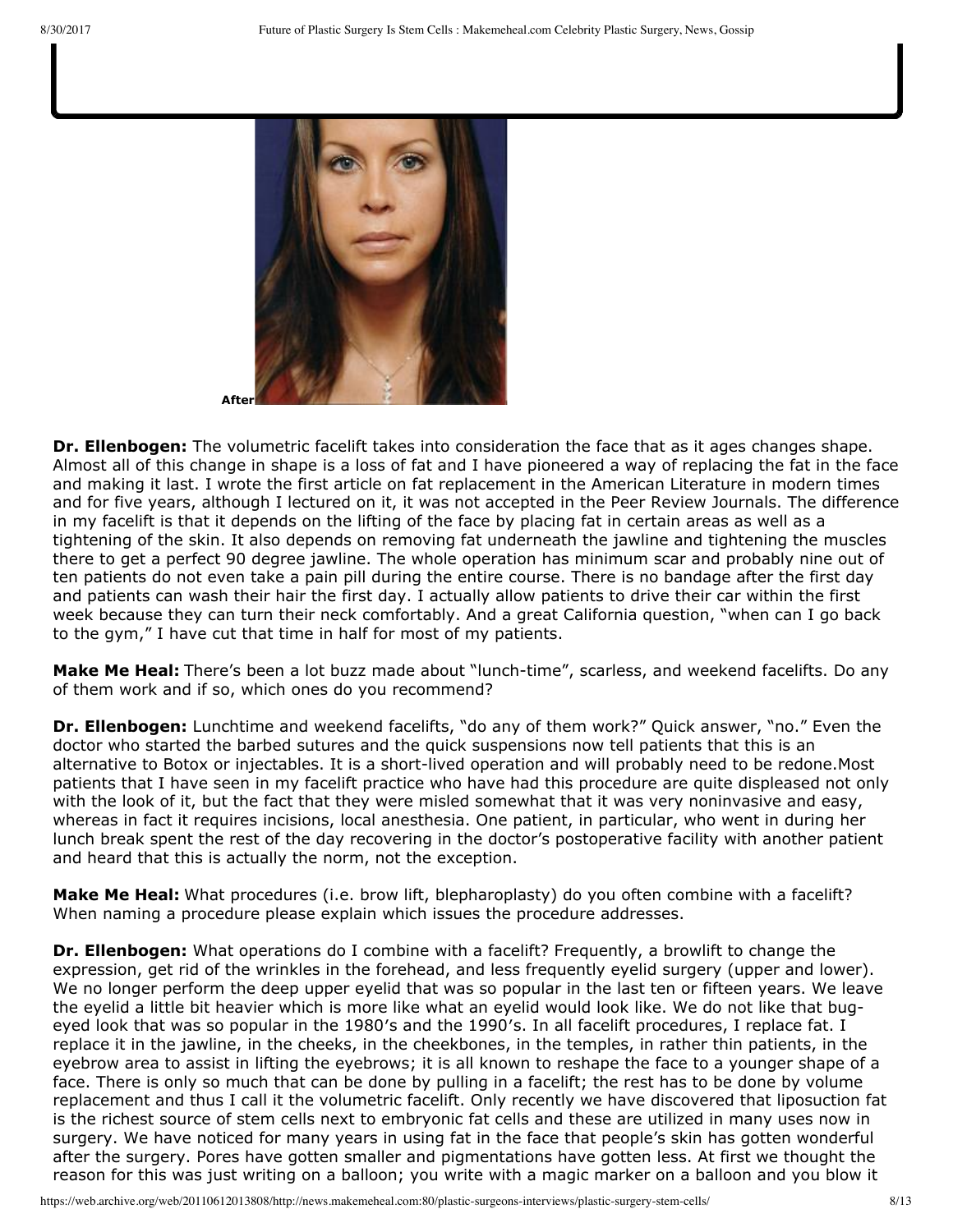After

**Dr. Ellenbogen:** The volumetric facelift takes into consideration the face that as it ages changes shape. Almost all of this change in shape is a loss of fat and I have pioneered a way of replacing the fat in the face and making it last. I wrote the first article on fat replacement in the American Literature in modern times and for five years, although I lectured on it, it was not accepted in the Peer Review Journals. The difference in my facelift is that it depends on the lifting of the face by placing fat in certain areas as well as a tightening of the skin. It also depends on removing fat underneath the jawline and tightening the muscles there to get a perfect 90 degree jawline. The whole operation has minimum scar and probably nine out of ten patients do not even take a pain pill during the entire course. There is no bandage after the first day and patients can wash their hair the first day. I actually allow patients to drive their car within the first week because they can turn their neck comfortably. And a great California question, "when can I go back to the gym," I have cut that time in half for most of my patients.

**Make Me Heal:** There's been a lot buzz made about "lunch-time", scarless, and weekend facelifts. Do any of them work and if so, which ones do you recommend?

**Dr. Ellenbogen:** Lunchtime and weekend facelifts, "do any of them work?" Quick answer, "no." Even the doctor who started the barbed sutures and the quick suspensions now tell patients that this is an alternative to Botox or injectables. It is a short-lived operation and will probably need to be redone.Most patients that I have seen in my facelift practice who have had this procedure are quite displeased not only with the look of it, but the fact that they were misled somewhat that it was very noninvasive and easy, whereas in fact it requires incisions, local anesthesia. One patient, in particular, who went in during her lunch break spent the rest of the day recovering in the doctor's postoperative facility with another patient and heard that this is actually the norm, not the exception.

**Make Me Heal:** What procedures (i.e. brow lift, blepharoplasty) do you often combine with a facelift? When naming a procedure please explain which issues the procedure addresses.

**Dr. Ellenbogen:** What operations do I combine with a facelift? Frequently, a browlift to change the expression, get rid of the wrinkles in the forehead, and less frequently eyelid surgery (upper and lower). We no longer perform the deep upper eyelid that was so popular in the last ten or fifteen years. We leave the eyelid a little bit heavier which is more like what an eyelid would look like. We do not like that bug-eyed look that was so popular in the 1980's and the 1990's. In all facelift procedures, I replace fat. I replace it in the jawline, in the cheeks, in the cheekbones, in the temples, in rather thin patients, in the eyebrow area to assist in lifting the eyebrows; it is all known to reshape the face to a younger shape of a face. There is only so much that can be done by pulling in a facelift; the rest has to be done by volume replacement and thus I call it the volumetric facelift. Only recently we have discovered that liposuction fat is the richest source of stem cells next to embryonic fat cells and these are utilized in many uses now in surgery. We have noticed for many years in using fat in the face that people's skin has gotten wonderful after the surgery. Pores have gotten smaller and pigmentations have gotten less. At first we thought the reason for this was just writing on a balloon; you write with a magic marker on a balloon and you blow it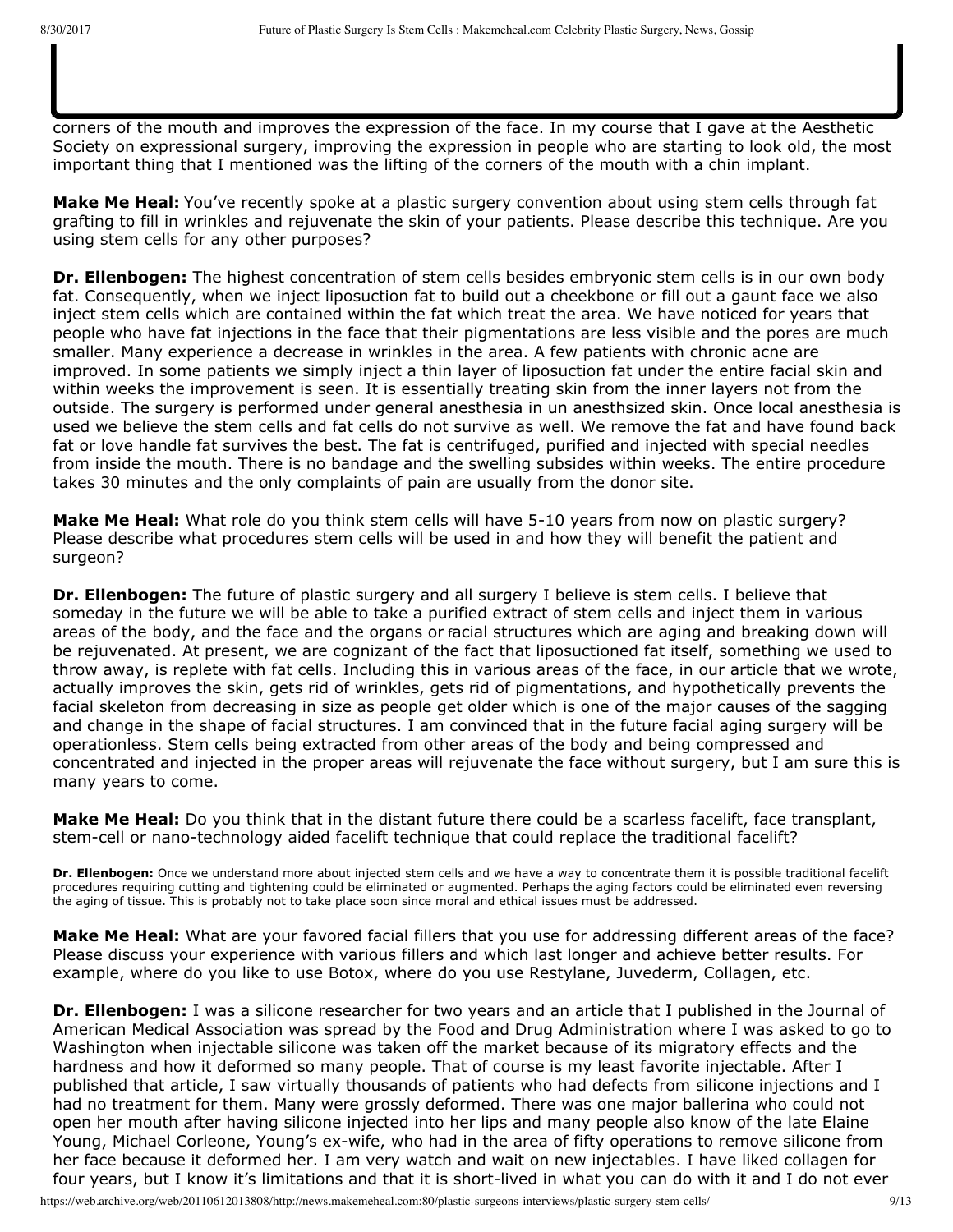corners of the mouth and improves the expression of the face. In my course that I gave at the Aesthetic Society on expressional surgery, improving the expression in people who are starting to look old, the most important thing that I mentioned was the lifting of the corners of the mouth with a chin implant.

**Make Me Heal:** You've recently spoke at a plastic surgery convention about using stem cells through fat grafting to fill in wrinkles and rejuvenate the skin of your patients. Please describe this technique. Are you using stem cells for any other purposes?

**Dr. Ellenbogen:** The highest concentration of stem cells besides embryonic stem cells is in our own body fat. Consequently, when we inject liposuction fat to build out a cheekbone or fill out a gaunt face we also inject stem cells which are contained within the fat which treat the area. We have noticed for years that people who have fat injections in the face that their pigmentations are less visible and the pores are much smaller. Many experience a decrease in wrinkles in the area. A few patients with chronic acne are improved. In some patients we simply inject a thin layer of liposuction fat under the entire facial skin and within weeks the improvement is seen. It is essentially treating skin from the inner layers not from the outside. The surgery is performed under general anesthesia in un anesthsized skin. Once local anesthesia is used we believe the stem cells and fat cells do not survive as well. We remove the fat and have found back fat or love handle fat survives the best. The fat is centrifuged, purified and injected with special needles from inside the mouth. There is no bandage and the swelling subsides within weeks. The entire procedure takes 30 minutes and the only complaints of pain are usually from the donor site.

**Make Me Heal:** What role do you think stem cells will have 5-10 years from now on plastic surgery? Please describe what procedures stem cells will be used in and how they will benefit the patient and surgeon?

**Dr. Ellenbogen:** The future of plastic surgery and all surgery I believe is stem cells. I believe that someday in the future we will be able to take a purified extract of stem cells and inject them in various areas of the body, and the face and the organs or facial structures which are aging and breaking down will be rejuvenated. At present, we are cognizant of the fact that liposuctioned fat itself, something we used to throw away, is replete with fat cells. Including this in various areas of the face, in our article that we wrote, actually improves the skin, gets rid of wrinkles, gets rid of pigmentations, and hypothetically prevents the facial skeleton from decreasing in size as people get older which is one of the major causes of the sagging and change in the shape of facial structures. I am convinced that in the future facial aging surgery will be operationless. Stem cells being extracted from other areas of the body and being compressed and concentrated and injected in the proper areas will rejuvenate the face without surgery, but I am sure this is many years to come.

**Make Me Heal:** Do you think that in the distant future there could be a scarless facelift, face transplant, stem-cell or nano-technology aided facelift technique that could replace the traditional facelift?

**Dr. Ellenbogen:** Once we understand more about injected stem cells and we have a way to concentrate them it is possible traditional facelift procedures requiring cutting and tightening could be eliminated or augmented. Perhaps the aging factors could be eliminated even reversing the aging of tissue. This is probably not to take place soon since moral and ethical issues must be addressed.

**Make Me Heal:** What are your favored facial fillers that you use for addressing different areas of the face? Please discuss your experience with various fillers and which last longer and achieve better results. For example, where do you like to use Botox, where do you use Restylane, Juvederm, Collagen, etc.

**Dr. Ellenbogen:** I was a silicone researcher for two years and an article that I published in the Journal of American Medical Association was spread by the Food and Drug Administration where I was asked to go to Washington when injectable silicone was taken off the market because of its migratory effects and the hardness and how it deformed so many people. That of course is my least favorite injectable. After I published that article, I saw virtually thousands of patients who had defects from silicone injections and I had no treatment for them. Many were grossly deformed. There was one major ballerina who could not open her mouth after having silicone injected into her lips and many people also know of the late Elaine Young, Michael Corleone, Young's ex-wife, who had in the area of fifty operations to remove silicone from her face because it deformed her. I am very watch and wait on new injectables. I have liked collagen for four years, but I know it's limitations and that it is short-lived in what you can do with it and I do not ever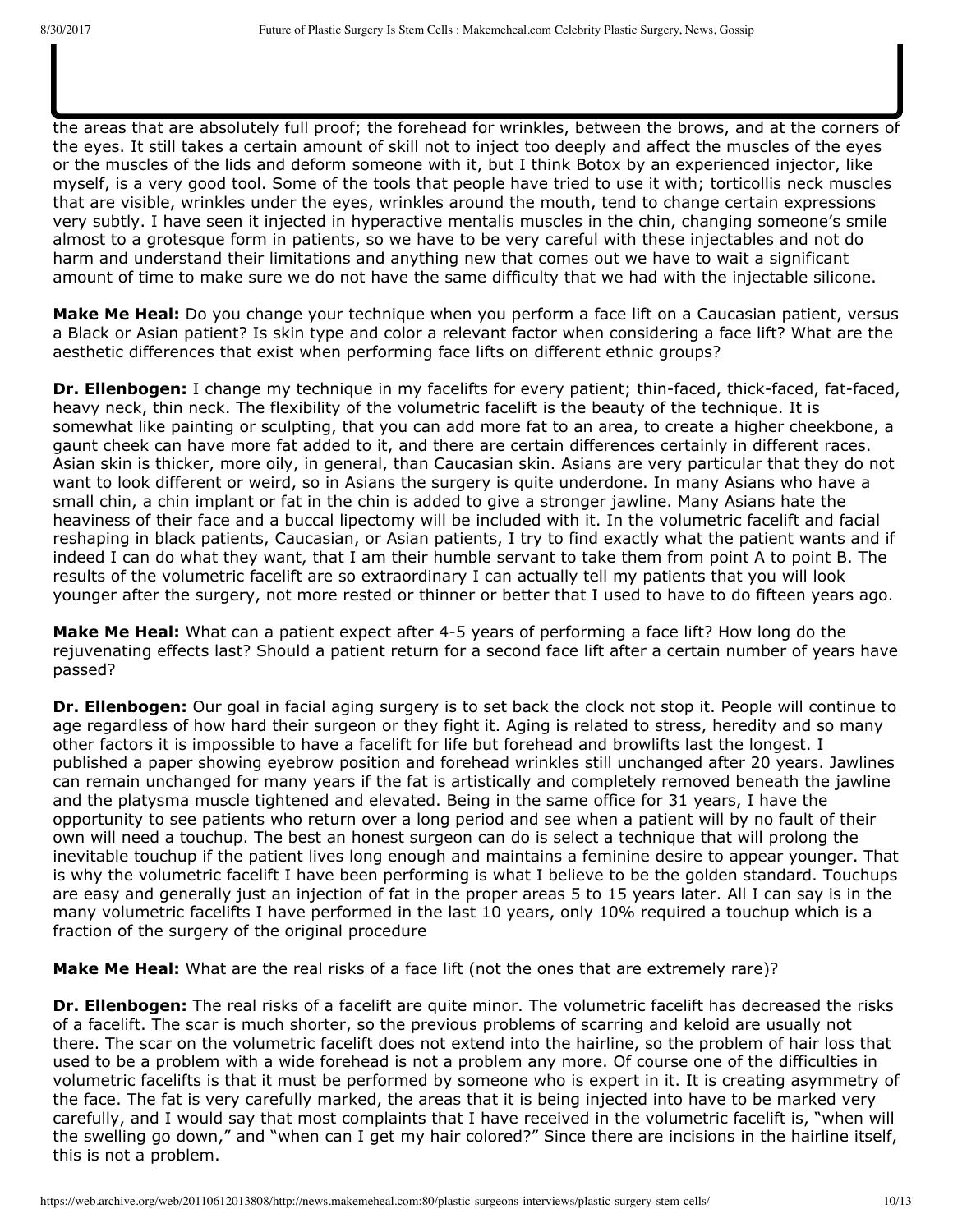the areas that are absolutely full proof; the forehead for wrinkles, between the brows, and at the corners of the eyes. It still takes a certain amount of skill not to inject too deeply and affect the muscles of the eyes or the muscles of the lids and deform someone with it, but I think Botox by an experienced injector, like myself, is a very good tool. Some of the tools that people have tried to use it with; torticollis neck muscles that are visible, wrinkles under the eyes, wrinkles around the mouth, tend to change certain expressions very subtly. I have seen it injected in hyperactive mentalis muscles in the chin, changing someone's smile almost to a grotesque form in patients, so we have to be very careful with these injectables and not do harm and understand their limitations and anything new that comes out we have to wait a significant amount of time to make sure we do not have the same difficulty that we had with the injectable silicone.

**Make Me Heal:** Do you change your technique when you perform a face lift on a Caucasian patient, versus a Black or Asian patient? Is skin type and color a relevant factor when considering a face lift? What are the aesthetic differences that exist when performing face lifts on different ethnic groups?

**Dr. Ellenbogen:** I change my technique in my facelifts for every patient; thin-faced, thick-faced, fat-faced, heavy neck, thin neck. The flexibility of the volumetric facelift is the beauty of the technique. It is somewhat like painting or sculpting, that you can add more fat to an area, to create a higher cheekbone, a gaunt cheek can have more fat added to it, and there are certain differences certainly in different races. Asian skin is thicker, more oily, in general, than Caucasian skin. Asians are very particular that they do not want to look different or weird, so in Asians the surgery is quite underdone. In many Asians who have a small chin, a chin implant or fat in the chin is added to give a stronger jawline. Many Asians hate the heaviness of their face and a buccal lipectomy will be included with it. In the volumetric facelift and facial reshaping in black patients, Caucasian, or Asian patients, I try to find exactly what the patient wants and if indeed I can do what they want, that I am their humble servant to take them from point A to point B. The results of the volumetric facelift are so extraordinary I can actually tell my patients that you will look younger after the surgery, not more rested or thinner or better that I used to have to do fifteen years ago.

**Make Me Heal:** What can a patient expect after 4-5 years of performing a face lift? How long do the rejuvenating effects last? Should a patient return for a second face lift after a certain number of years have passed?

**Dr. Ellenbogen:** Our goal in facial aging surgery is to set back the clock not stop it. People will continue to age regardless of how hard their surgeon or they fight it. Aging is related to stress, heredity and so many other factors it is impossible to have a facelift for life but forehead and browlifts last the longest. I published a paper showing eyebrow position and forehead wrinkles still unchanged after 20 years. Jawlines can remain unchanged for many years if the fat is artistically and completely removed beneath the jawline and the platysma muscle tightened and elevated. Being in the same office for 31 years, I have the opportunity to see patients who return over a long period and see when a patient will by no fault of their own will need a touchup. The best an honest surgeon can do is select a technique that will prolong the inevitable touchup if the patient lives long enough and maintains a feminine desire to appear younger. That is why the volumetric facelift I have been performing is what I believe to be the golden standard. Touchups are easy and generally just an injection of fat in the proper areas 5 to 15 years later. All I can say is in the many volumetric facelifts I have performed in the last 10 years, only 10% required a touchup which is a fraction of the surgery of the original procedure

**Make Me Heal:** What are the real risks of a face lift (not the ones that are extremely rare)?

**Dr. Ellenbogen:** The real risks of a facelift are quite minor. The volumetric facelift has decreased the risks of a facelift. The scar is much shorter, so the previous problems of scarring and keloid are usually not there. The scar on the volumetric facelift does not extend into the hairline, so the problem of hair loss that used to be a problem with a wide forehead is not a problem any more. Of course one of the difficulties in volumetric facelifts is that it must be performed by someone who is expert in it. It is creating asymmetry of the face. The fat is very carefully marked, the areas that it is being injected into have to be marked very carefully, and I would say that most complaints that I have received in the volumetric facelift is, "when will the swelling go down," and "when can I get my hair colored?" Since there are incisions in the hairline itself, this is not a problem.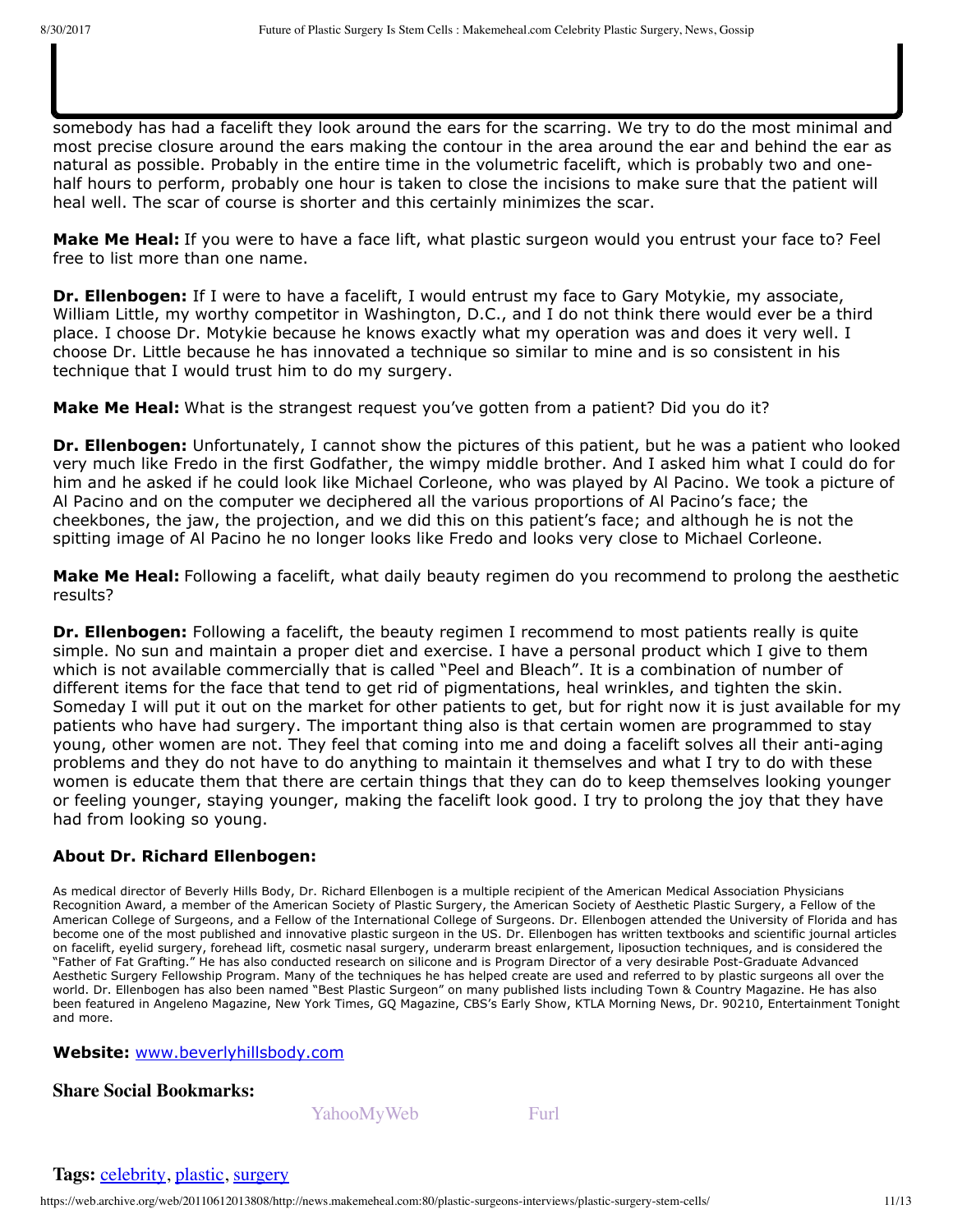somebody has had a facelift they look around the ears for the scarring. We try to do the most minimal and most precise closure around the ears making the contour in the area around the ear and behind the ear as natural as possible. Probably in the entire time in the volumetric facelift, which is probably two and one-half hours to perform, probably one hour is taken to close the incisions to make sure that the patient will heal well. The scar of course is shorter and this certainly minimizes the scar.

**Make Me Heal:** If you were to have a face lift, what plastic surgeon would you entrust your face to? Feel free to list more than one name.

**Dr. Ellenbogen:** If I were to have a facelift, I would entrust my face to Gary Motykie, my associate, William Little, my worthy competitor in Washington, D.C., and I do not think there would ever be a third place. I choose Dr. Motykie because he knows exactly what my operation was and does it very well. I choose Dr. Little because he has innovated a technique so similar to mine and is so consistent in his technique that I would trust him to do my surgery.

**Make Me Heal:** What is the strangest request you've gotten from a patient? Did you do it?

**Dr. Ellenbogen:** Unfortunately, I cannot show the pictures of this patient, but he was a patient who looked very much like Fredo in the first Godfather, the wimpy middle brother. And I asked him what I could do for him and he asked if he could look like Michael Corleone, who was played by Al Pacino. We took a picture of Al Pacino and on the computer we deciphered all the various proportions of Al Pacino's face; the cheekbones, the jaw, the projection, and we did this on this patient's face; and although he is not the spitting image of Al Pacino he no longer looks like Fredo and looks very close to Michael Corleone.

**Make Me Heal:** Following a facelift, what daily beauty regimen do you recommend to prolong the aesthetic results?

**Dr. Ellenbogen:** Following a facelift, the beauty regimen I recommend to most patients really is quite simple. No sun and maintain a proper diet and exercise. I have a personal product which I give to them which is not available commercially that is called "Peel and Bleach". It is a combination of number of different items for the face that tend to get rid of pigmentations, heal wrinkles, and tighten the skin. Someday I will put it out on the market for other patients to get, but for right now it is just available for my patients who have had surgery. The important thing also is that certain women are programmed to stay young, other women are not. They feel that coming into me and doing a facelift solves all their anti-aging problems and they do not have to do anything to maintain it themselves and what I try to do with these women is educate them that there are certain things that they can do to keep themselves looking younger or feeling younger, staying younger, making the facelift look good. I try to prolong the joy that they have had from looking so young.

### About Dr. Richard Ellenbogen:

As medical director of Beverly Hills Body, Dr. Richard Ellenbogen is a multiple recipient of the American Medical Association Physicians Recognition Award, a member of the American Society of Plastic Surgery, the American Society of Aesthetic Plastic Surgery, a Fellow of the American College of Surgeons, and a Fellow of the International College of Surgeons. Dr. Ellenbogen attended the University of Florida and has become one of the most published and innovative plastic surgeon in the US. Dr. Ellenbogen has written textbooks and scientific journal articles on facelift, eyelid surgery, forehead lift, cosmetic nasal surgery, underarm breast enlargement, liposuction techniques, and is considered the "Father of Fat Grafting." He has also conducted research on silicone and is Program Director of a very desirable Post-Graduate Advanced Aesthetic Surgery Fellowship Program. Many of the techniques he has helped create are used and referred to by plastic surgeons all over the world. Dr. Ellenbogen has also been named "Best Plastic Surgeon" on many published lists including Town & Country Magazine. He has also been featured in Angeleno Magazine, New York Times, GQ Magazine, CBS's Early Show, KTLA Morning News, Dr. 90210, Entertainment Tonight and more.

**Website:** www.beverlyhillsbody.com

### Share Social Bookmarks:

YahooMyWeb Furl

**Tags:** celebrity, plastic, surgery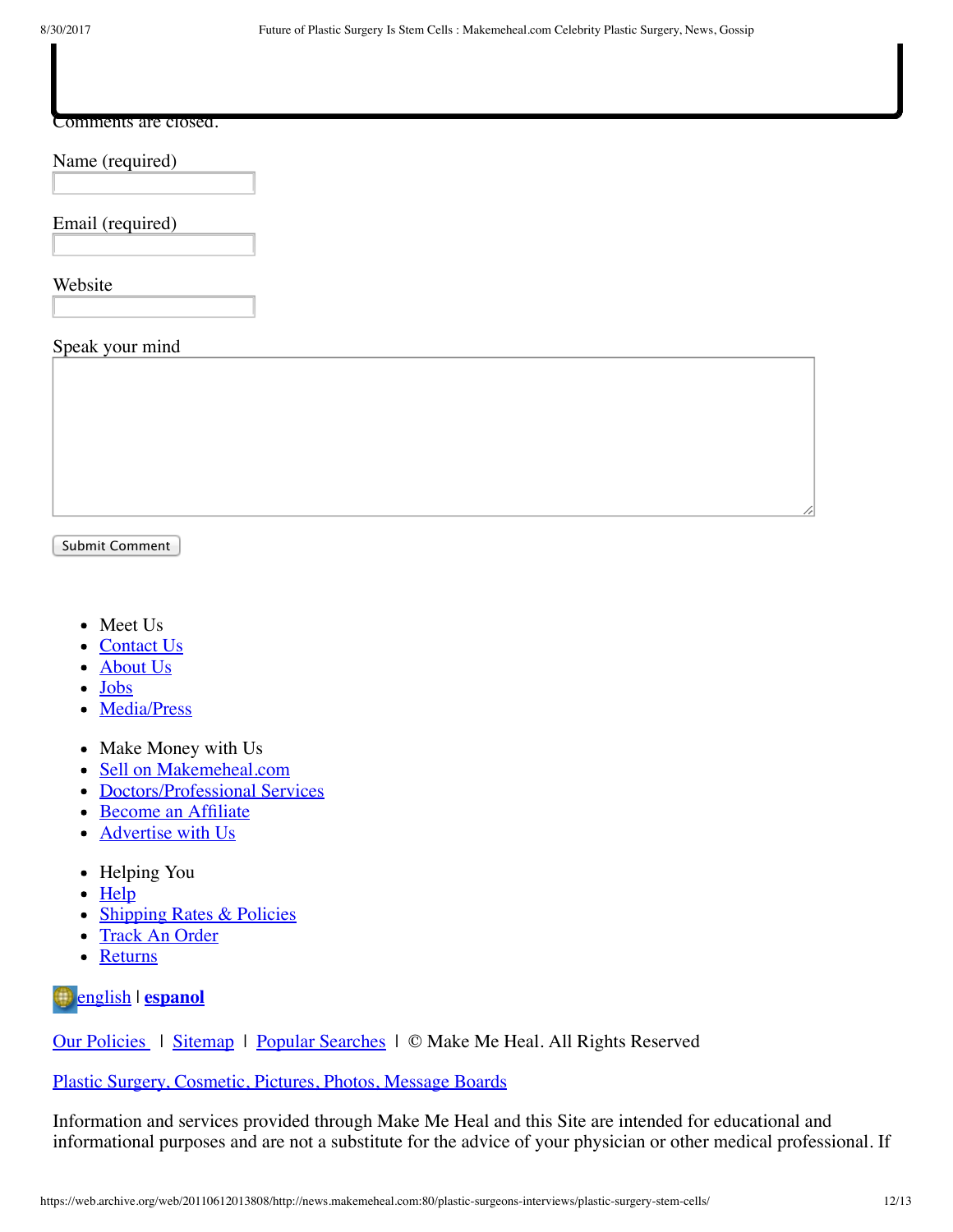Comments are closed.

Name (required)

Email (required)

Website

Speak your mind

Submit Comment

- Meet Us
- Contact Us
- About Us
- Jobs
- Media/Press

- Make Money with Us
- Sell on Makemeheal.com
- Doctors/Professional Services
- Become an Affiliate
- Advertise with Us

- Helping You
- Help
- Shipping Rates & Policies
- Track An Order
- Returns

english | **espanol**

Our Policies | Sitemap | Popular Searches | © Make Me Heal. All Rights Reserved

Plastic Surgery, Cosmetic, Pictures, Photos, Message Boards

Information and services provided through Make Me Heal and this Site are intended for educational and informational purposes and are not a substitute for the advice of your physician or other medical professional. If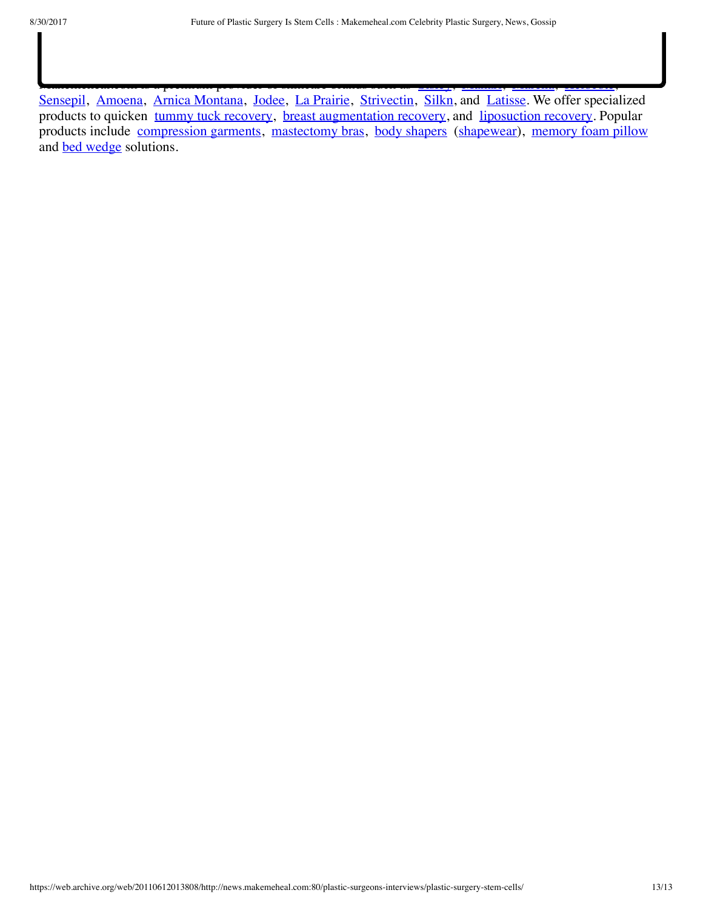Sensepil, Amoena, Arnica Montana, Jodee, La Prairie, Strivectin, Silkn, and Latisse. We offer specialized products to quicken tummy tuck recovery, breast augmentation recovery, and liposuction recovery. Popular products include compression garments, mastectomy bras, body shapers (shapewear), memory foam pillow and bed wedge solutions.